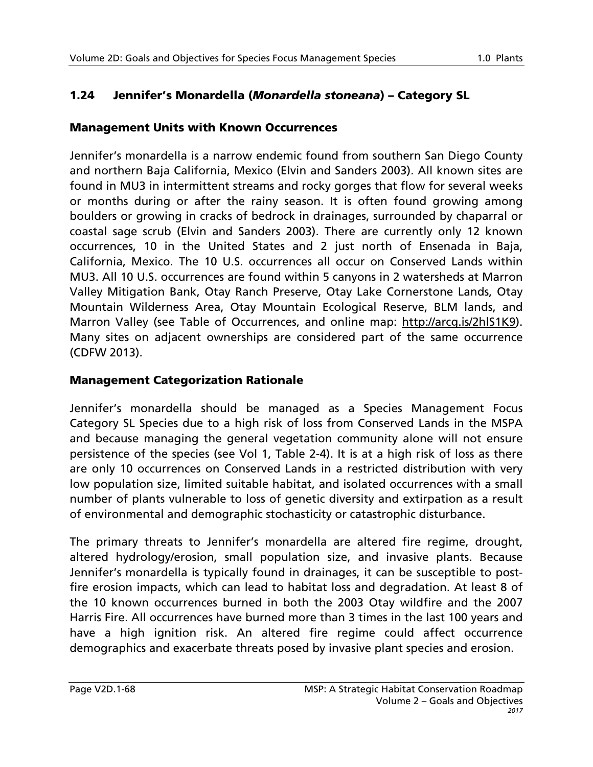## 1.24 Jennifer's Monardella (*Monardella stoneana*) – Category SL

### Management Units with Known Occurrences

Jennifer's monardella is a narrow endemic found from southern San Diego County and northern Baja California, Mexico (Elvin and Sanders 2003). All known sites are found in MU3 in intermittent streams and rocky gorges that flow for several weeks or months during or after the rainy season. It is often found growing among boulders or growing in cracks of bedrock in drainages, surrounded by chaparral or coastal sage scrub (Elvin and Sanders 2003). There are currently only 12 known occurrences, 10 in the United States and 2 just north of Ensenada in Baja, California, Mexico. The 10 U.S. occurrences all occur on Conserved Lands within MU3. All 10 U.S. occurrences are found within 5 canyons in 2 watersheds at Marron Valley Mitigation Bank, Otay Ranch Preserve, Otay Lake Cornerstone Lands, Otay Mountain Wilderness Area, Otay Mountain Ecological Reserve, BLM lands, and Marron Valley (see Table of Occurrences, and online map: http://arcg.is/2hlS1K9). Many sites on adjacent ownerships are considered part of the same occurrence (CDFW 2013).

### Management Categorization Rationale

Jennifer's monardella should be managed as a Species Management Focus Category SL Species due to a high risk of loss from Conserved Lands in the MSPA and because managing the general vegetation community alone will not ensure persistence of the species (see Vol 1, Table 2-4). It is at a high risk of loss as there are only 10 occurrences on Conserved Lands in a restricted distribution with very low population size, limited suitable habitat, and isolated occurrences with a small number of plants vulnerable to loss of genetic diversity and extirpation as a result of environmental and demographic stochasticity or catastrophic disturbance.

The primary threats to Jennifer's monardella are altered fire regime, drought, altered hydrology/erosion, small population size, and invasive plants. Because Jennifer's monardella is typically found in drainages, it can be susceptible to post-fire erosion impacts, which can lead to habitat loss and degradation. At least 8 of the 10 known occurrences burned in both the 2003 Otay wildfire and the 2007 Harris Fire. All occurrences have burned more than 3 times in the last 100 years and have a high ignition risk. An altered fire regime could affect occurrence demographics and exacerbate threats posed by invasive plant species and erosion.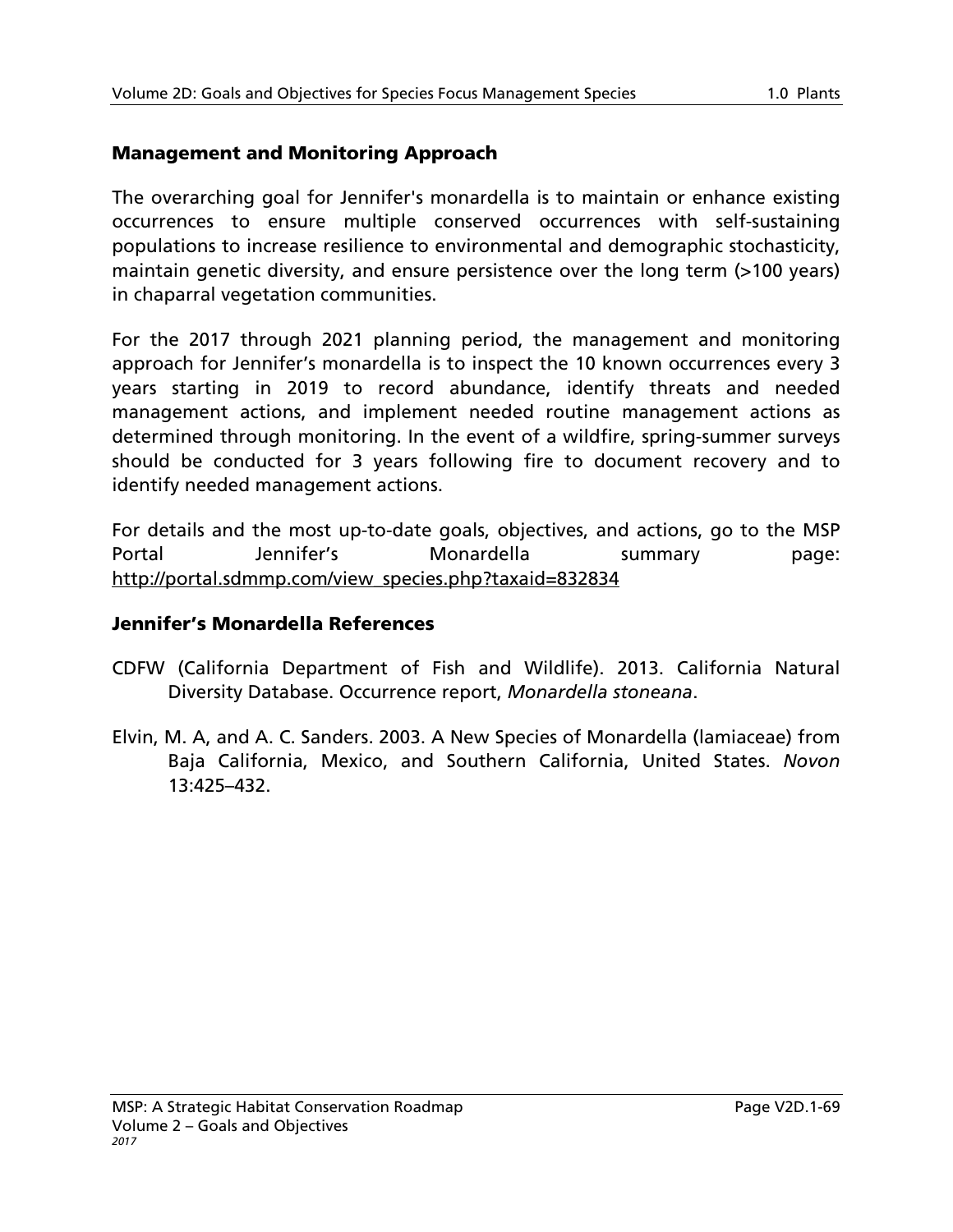## Management and Monitoring Approach

The overarching goal for Jennifer's monardella is to maintain or enhance existing occurrences to ensure multiple conserved occurrences with self-sustaining populations to increase resilience to environmental and demographic stochasticity, maintain genetic diversity, and ensure persistence over the long term (>100 years) in chaparral vegetation communities.

For the 2017 through 2021 planning period, the management and monitoring approach for Jennifer's monardella is to inspect the 10 known occurrences every 3 years starting in 2019 to record abundance, identify threats and needed management actions, and implement needed routine management actions as determined through monitoring. In the event of a wildfire, spring-summer surveys should be conducted for 3 years following fire to document recovery and to identify needed management actions.

For details and the most up-to-date goals, objectives, and actions, go to the MSP Portal Jennifer's Monardella summary page: http://portal.sdmmp.com/view_species.php?taxaid=832834

## Jennifer's Monardella References

CDFW (California Department of Fish and Wildlife). 2013. California Natural Diversity Database. Occurrence report, *Monardella stoneana*.

Elvin, M. A, and A. C. Sanders. 2003. A New Species of Monardella (lamiaceae) from Baja California, Mexico, and Southern California, United States. *Novon* 13:425–432.